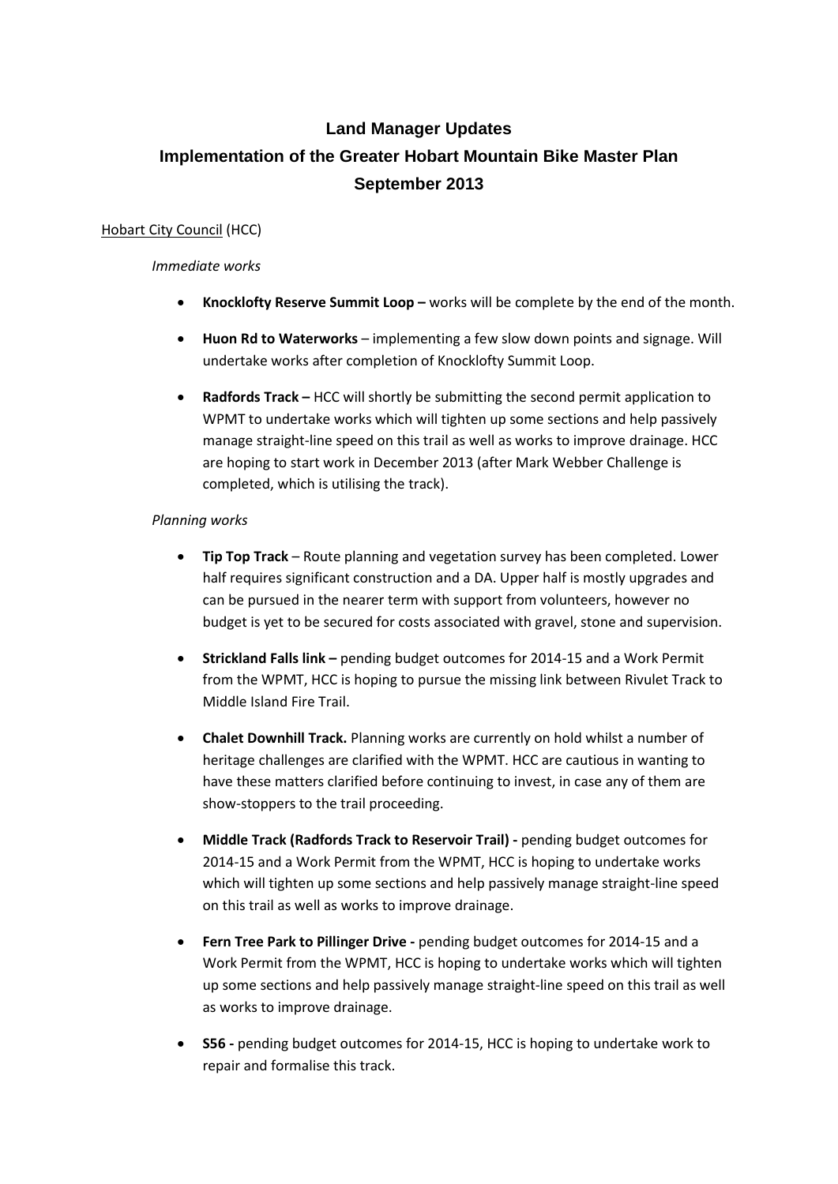# Land Manager Updates
## Implementation of the Greater Hobart Mountain Bike Master Plan
## September 2013

Hobart City Council (HCC)

*Immediate works*

- **Knocklofty Reserve Summit Loop –** works will be complete by the end of the month.
- **Huon Rd to Waterworks** – implementing a few slow down points and signage. Will undertake works after completion of Knocklofty Summit Loop.
- **Radfords Track –** HCC will shortly be submitting the second permit application to WPMT to undertake works which will tighten up some sections and help passively manage straight-line speed on this trail as well as works to improve drainage. HCC are hoping to start work in December 2013 (after Mark Webber Challenge is completed, which is utilising the track).

*Planning works*

- **Tip Top Track** – Route planning and vegetation survey has been completed. Lower half requires significant construction and a DA. Upper half is mostly upgrades and can be pursued in the nearer term with support from volunteers, however no budget is yet to be secured for costs associated with gravel, stone and supervision.
- **Strickland Falls link –** pending budget outcomes for 2014-15 and a Work Permit from the WPMT, HCC is hoping to pursue the missing link between Rivulet Track to Middle Island Fire Trail.
- **Chalet Downhill Track.** Planning works are currently on hold whilst a number of heritage challenges are clarified with the WPMT. HCC are cautious in wanting to have these matters clarified before continuing to invest, in case any of them are show-stoppers to the trail proceeding.
- **Middle Track (Radfords Track to Reservoir Trail) -** pending budget outcomes for 2014-15 and a Work Permit from the WPMT, HCC is hoping to undertake works which will tighten up some sections and help passively manage straight-line speed on this trail as well as works to improve drainage.
- **Fern Tree Park to Pillinger Drive -** pending budget outcomes for 2014-15 and a Work Permit from the WPMT, HCC is hoping to undertake works which will tighten up some sections and help passively manage straight-line speed on this trail as well as works to improve drainage.
- **S56 -** pending budget outcomes for 2014-15, HCC is hoping to undertake work to repair and formalise this track.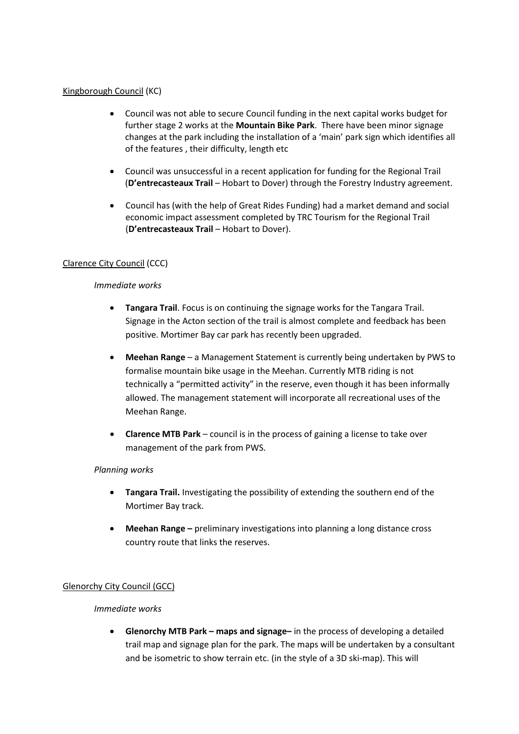Kingborough Council (KC)

- Council was not able to secure Council funding in the next capital works budget for further stage 2 works at the **Mountain Bike Park**. There have been minor signage changes at the park including the installation of a 'main' park sign which identifies all of the features , their difficulty, length etc

- Council was unsuccessful in a recent application for funding for the Regional Trail (**D'entrecasteaux Trail** – Hobart to Dover) through the Forestry Industry agreement.

- Council has (with the help of Great Rides Funding) had a market demand and social economic impact assessment completed by TRC Tourism for the Regional Trail (**D'entrecasteaux Trail** – Hobart to Dover).

Clarence City Council (CCC)

*Immediate works*

- **Tangara Trail**. Focus is on continuing the signage works for the Tangara Trail. Signage in the Acton section of the trail is almost complete and feedback has been positive. Mortimer Bay car park has recently been upgraded.

- **Meehan Range** – a Management Statement is currently being undertaken by PWS to formalise mountain bike usage in the Meehan. Currently MTB riding is not technically a "permitted activity" in the reserve, even though it has been informally allowed. The management statement will incorporate all recreational uses of the Meehan Range.

- **Clarence MTB Park** – council is in the process of gaining a license to take over management of the park from PWS.

*Planning works*

- **Tangara Trail.** Investigating the possibility of extending the southern end of the Mortimer Bay track.

- **Meehan Range –** preliminary investigations into planning a long distance cross country route that links the reserves.

Glenorchy City Council (GCC)

*Immediate works*

- **Glenorchy MTB Park – maps and signage–** in the process of developing a detailed trail map and signage plan for the park. The maps will be undertaken by a consultant and be isometric to show terrain etc. (in the style of a 3D ski-map). This will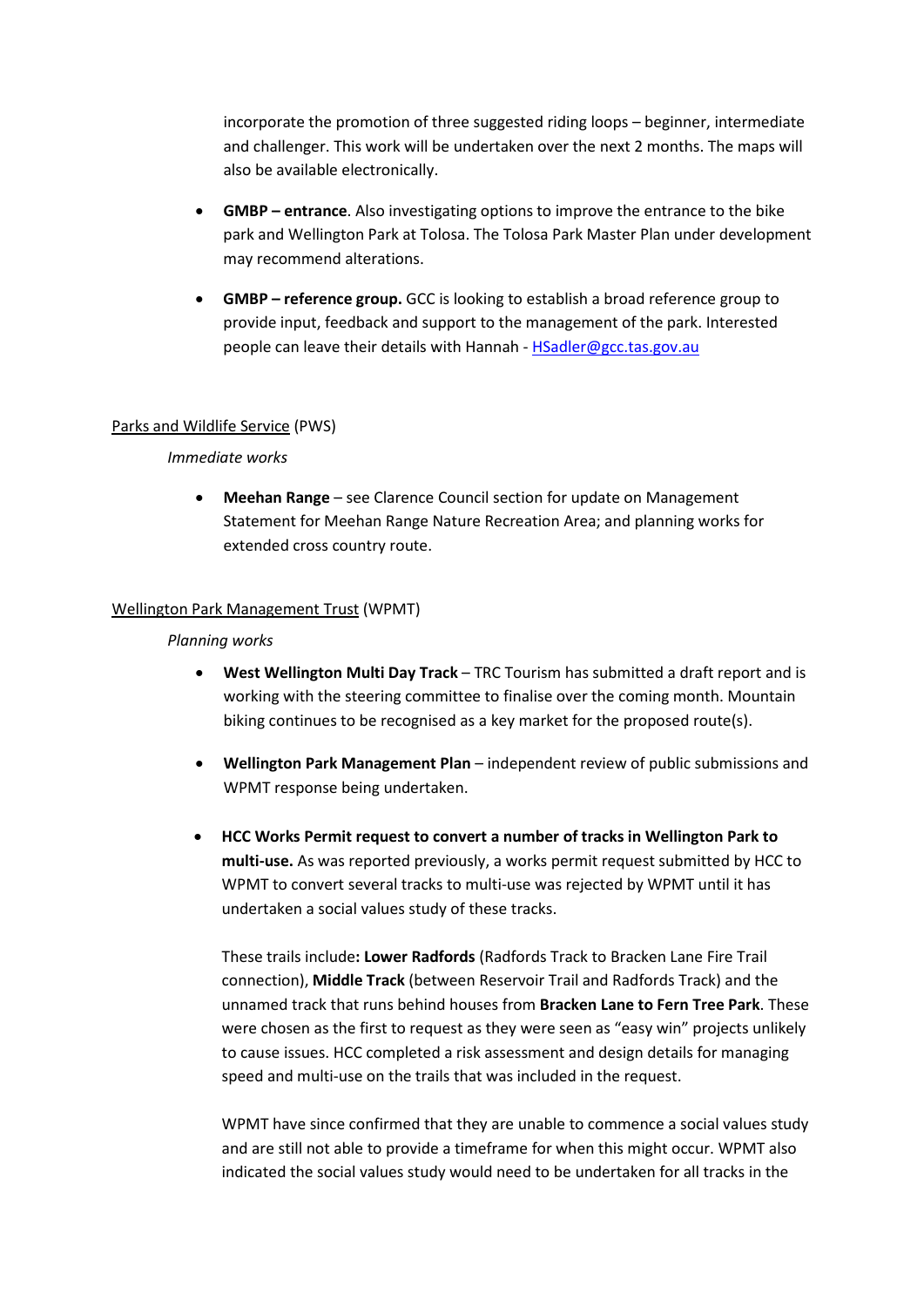incorporate the promotion of three suggested riding loops – beginner, intermediate and challenger. This work will be undertaken over the next 2 months. The maps will also be available electronically.

- **GMBP – entrance**. Also investigating options to improve the entrance to the bike park and Wellington Park at Tolosa. The Tolosa Park Master Plan under development may recommend alterations.

- **GMBP – reference group.** GCC is looking to establish a broad reference group to provide input, feedback and support to the management of the park. Interested people can leave their details with Hannah - HSadler@gcc.tas.gov.au

Parks and Wildlife Service (PWS)

*Immediate works*

- **Meehan Range** – see Clarence Council section for update on Management Statement for Meehan Range Nature Recreation Area; and planning works for extended cross country route.

Wellington Park Management Trust (WPMT)

*Planning works*

- **West Wellington Multi Day Track** – TRC Tourism has submitted a draft report and is working with the steering committee to finalise over the coming month. Mountain biking continues to be recognised as a key market for the proposed route(s).

- **Wellington Park Management Plan** – independent review of public submissions and WPMT response being undertaken.

- **HCC Works Permit request to convert a number of tracks in Wellington Park to multi-use.** As was reported previously, a works permit request submitted by HCC to WPMT to convert several tracks to multi-use was rejected by WPMT until it has undertaken a social values study of these tracks.

  These trails include**: Lower Radfords** (Radfords Track to Bracken Lane Fire Trail connection), **Middle Track** (between Reservoir Trail and Radfords Track) and the unnamed track that runs behind houses from **Bracken Lane to Fern Tree Park**. These were chosen as the first to request as they were seen as "easy win" projects unlikely to cause issues. HCC completed a risk assessment and design details for managing speed and multi-use on the trails that was included in the request.

  WPMT have since confirmed that they are unable to commence a social values study and are still not able to provide a timeframe for when this might occur. WPMT also indicated the social values study would need to be undertaken for all tracks in the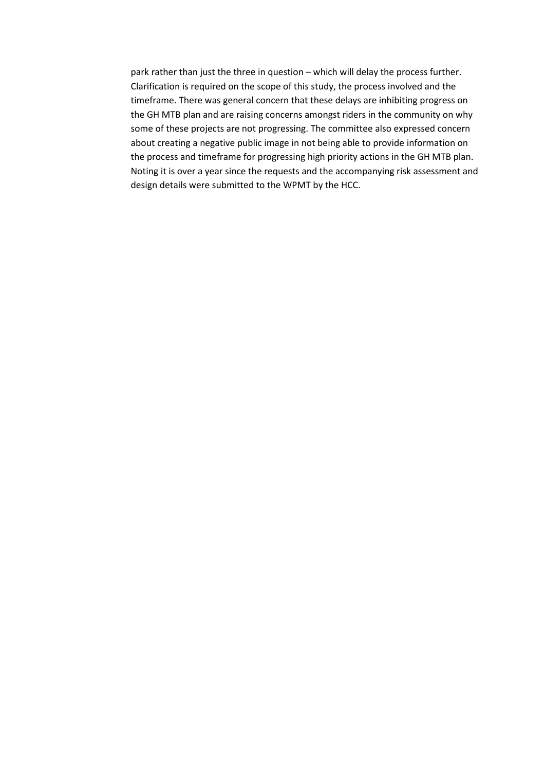park rather than just the three in question – which will delay the process further. Clarification is required on the scope of this study, the process involved and the timeframe. There was general concern that these delays are inhibiting progress on the GH MTB plan and are raising concerns amongst riders in the community on why some of these projects are not progressing. The committee also expressed concern about creating a negative public image in not being able to provide information on the process and timeframe for progressing high priority actions in the GH MTB plan. Noting it is over a year since the requests and the accompanying risk assessment and design details were submitted to the WPMT by the HCC.